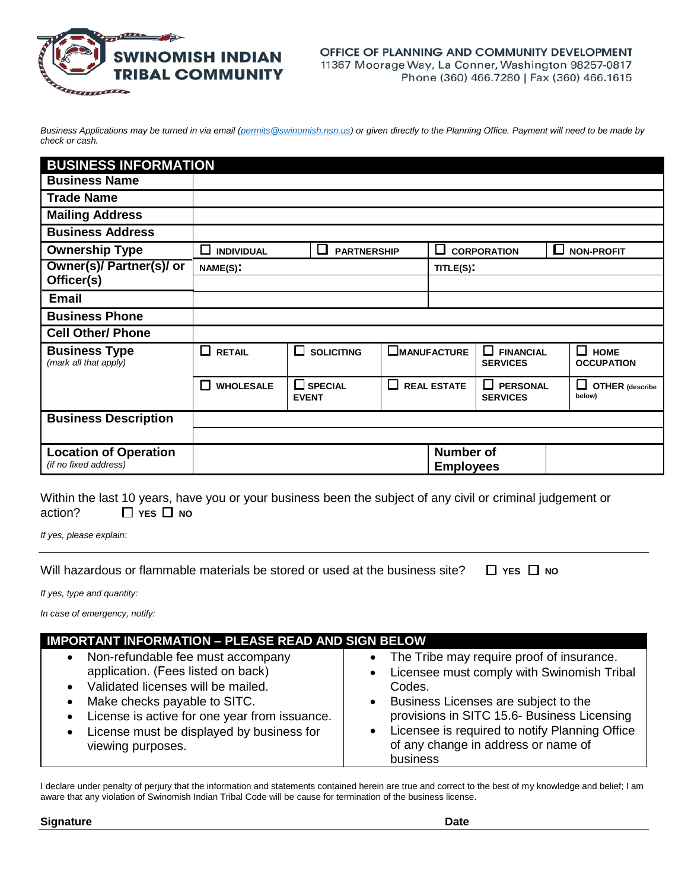**SWINOMISH INDIAN TRIBAL COMMUNITY**

**OFFICE OF PLANNING AND COMMUNITY DEVELOPMENT**
11367 Moorage Way, La Conner, Washington 98257-0817
Phone (360) 466.7280 | Fax (360) 466.1615

*Business Applications may be turned in via email (permits@swinomish.nsn.us) or given directly to the Planning Office. Payment will need to be made by check or cash.*

| **BUSINESS INFORMATION** | | | | | |
|---|---|---|---|---|---|
| **Business Name** | | | | | |
| **Trade Name** | | | | | |
| **Mailing Address** | | | | | |
| **Business Address** | | | | | |
| **Ownership Type** | ☐ INDIVIDUAL | ☐ PARTNERSHIP | ☐ CORPORATION | ☐ NON-PROFIT | |
| **Owner(s)/ Partner(s)/ or Officer(s)** | NAME(S): | | TITLE(S): | | |
| **Email** | | | | | |
| **Business Phone** | | | | | |
| **Cell Other/ Phone** | | | | | |
| **Business Type** *(mark all that apply)* | ☐ RETAIL | ☐ SOLICITING | ☐ MANUFACTURE | ☐ FINANCIAL SERVICES | ☐ HOME OCCUPATION |
| | ☐ WHOLESALE | ☐ SPECIAL EVENT | ☐ REAL ESTATE | ☐ PERSONAL SERVICES | ☐ OTHER (describe below) |
| **Business Description** | | | | | |
| **Location of Operation** *(if no fixed address)* | | | **Number of Employees** | | |

Within the last 10 years, have you or your business been the subject of any civil or criminal judgement or action? ☐ YES ☐ NO

*If yes, please explain:*

Will hazardous or flammable materials be stored or used at the business site? ☐ YES ☐ NO

*If yes, type and quantity:*

*In case of emergency, notify:*

**IMPORTANT INFORMATION – PLEASE READ AND SIGN BELOW**

- Non-refundable fee must accompany application. (Fees listed on back)
- Validated licenses will be mailed.
- Make checks payable to SITC.
- License is active for one year from issuance.
- License must be displayed by business for viewing purposes.
- The Tribe may require proof of insurance.
- Licensee must comply with Swinomish Tribal Codes.
- Business Licenses are subject to the provisions in SITC 15.6- Business Licensing
- Licensee is required to notify Planning Office of any change in address or name of business

I declare under penalty of perjury that the information and statements contained herein are true and correct to the best of my knowledge and belief; I am aware that any violation of Swinomish Indian Tribal Code will be cause for termination of the business license.

**Signature** **Date**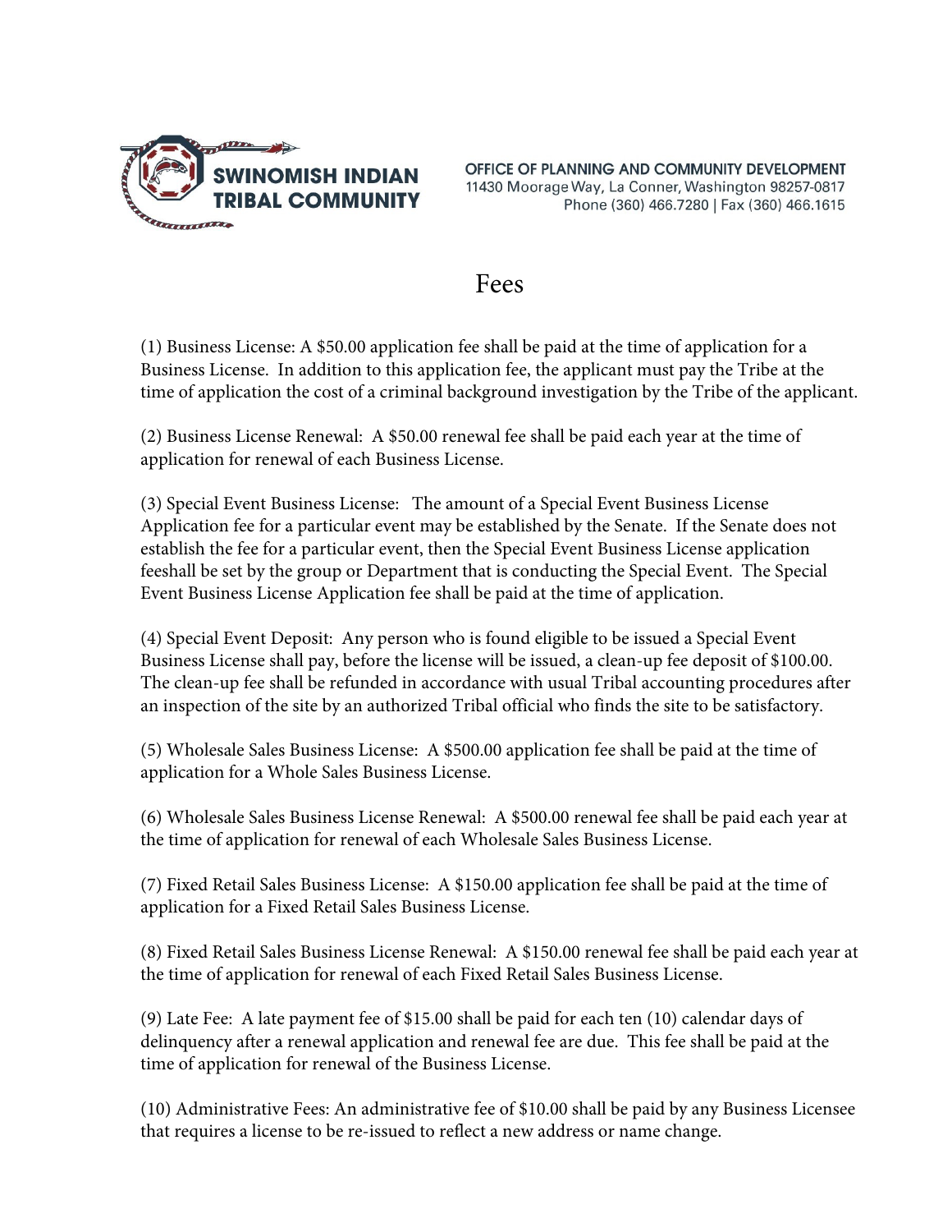SWINOMISH INDIAN TRIBAL COMMUNITY

OFFICE OF PLANNING AND COMMUNITY DEVELOPMENT
11430 Moorage Way, La Conner, Washington 98257-0817
Phone (360) 466.7280 | Fax (360) 466.1615

# Fees

(1) Business License: A $50.00 application fee shall be paid at the time of application for a Business License. In addition to this application fee, the applicant must pay the Tribe at the time of application the cost of a criminal background investigation by the Tribe of the applicant.

(2) Business License Renewal: A $50.00 renewal fee shall be paid each year at the time of application for renewal of each Business License.

(3) Special Event Business License: The amount of a Special Event Business License Application fee for a particular event may be established by the Senate. If the Senate does not establish the fee for a particular event, then the Special Event Business License application feeshall be set by the group or Department that is conducting the Special Event. The Special Event Business License Application fee shall be paid at the time of application.

(4) Special Event Deposit: Any person who is found eligible to be issued a Special Event Business License shall pay, before the license will be issued, a clean-up fee deposit of $100.00. The clean-up fee shall be refunded in accordance with usual Tribal accounting procedures after an inspection of the site by an authorized Tribal official who finds the site to be satisfactory.

(5) Wholesale Sales Business License: A $500.00 application fee shall be paid at the time of application for a Whole Sales Business License.

(6) Wholesale Sales Business License Renewal: A $500.00 renewal fee shall be paid each year at the time of application for renewal of each Wholesale Sales Business License.

(7) Fixed Retail Sales Business License: A $150.00 application fee shall be paid at the time of application for a Fixed Retail Sales Business License.

(8) Fixed Retail Sales Business License Renewal: A $150.00 renewal fee shall be paid each year at the time of application for renewal of each Fixed Retail Sales Business License.

(9) Late Fee: A late payment fee of $15.00 shall be paid for each ten (10) calendar days of delinquency after a renewal application and renewal fee are due. This fee shall be paid at the time of application for renewal of the Business License.

(10) Administrative Fees: An administrative fee of $10.00 shall be paid by any Business Licensee that requires a license to be re-issued to reflect a new address or name change.